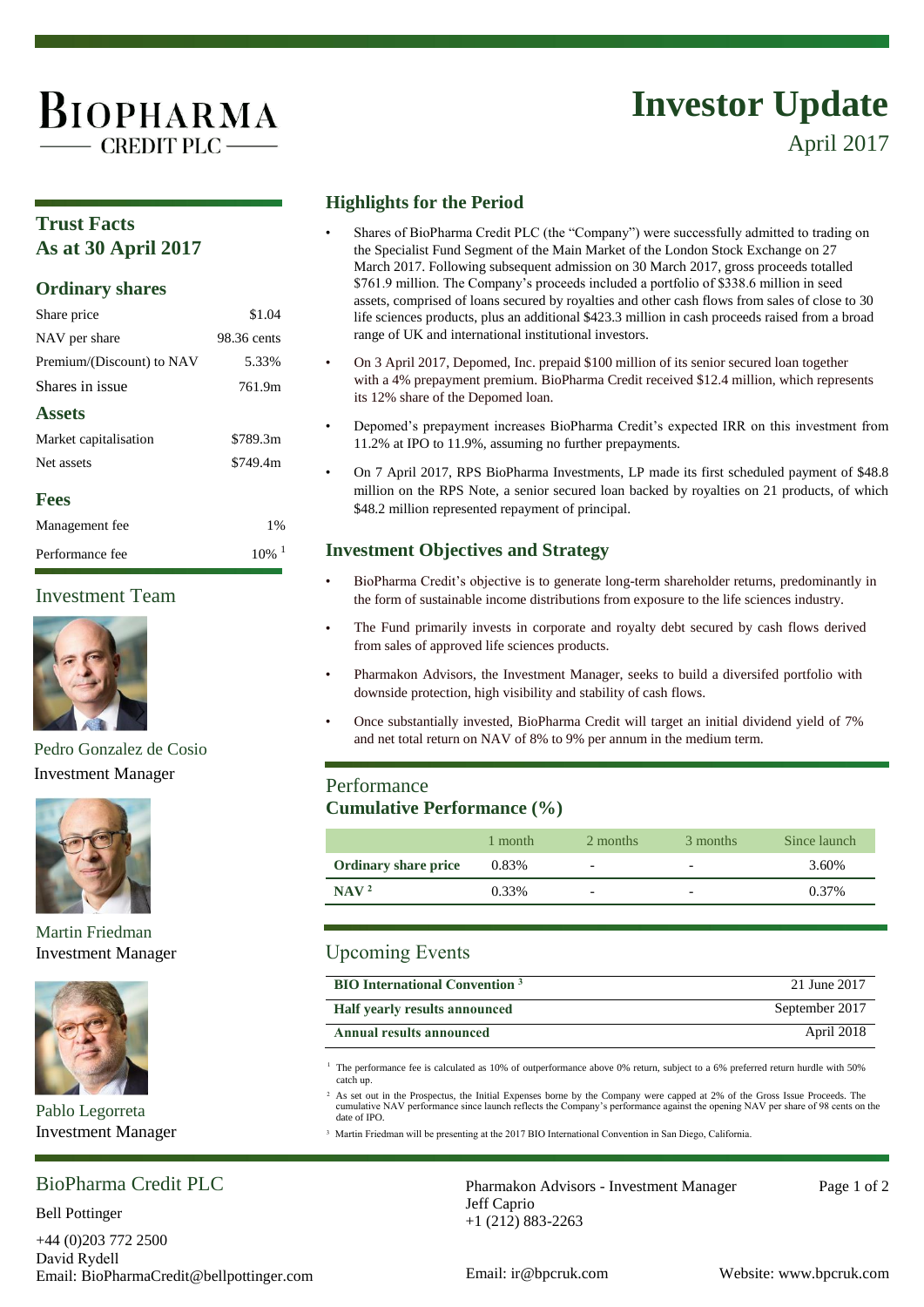# BIOPHARMA CREDIT PLC

# Investor Update

April 2017

## Trust Facts As at 30 April 2017

### Ordinary shares

| | |
|---|---|
| Share price | $1.04 |
| NAV per share | 98.36 cents |
| Premium/(Discount) to NAV | 5.33% |
| Shares in issue | 761.9m |

### Assets

| | |
|---|---|
| Market capitalisation | $789.3m |
| Net assets | $749.4m |

### Fees

| | |
|---|---|
| Management fee | 1% |
| Performance fee | 10% [1] |

## Investment Team

Pedro Gonzalez de Cosio
Investment Manager

Martin Friedman
Investment Manager

Pablo Legorreta
Investment Manager

## Highlights for the Period

- Shares of BioPharma Credit PLC (the "Company") were successfully admitted to trading on the Specialist Fund Segment of the Main Market of the London Stock Exchange on 27 March 2017. Following subsequent admission on 30 March 2017, gross proceeds totalled $761.9 million. The Company's proceeds included a portfolio of $338.6 million in seed assets, comprised of loans secured by royalties and other cash flows from sales of close to 30 life sciences products, plus an additional $423.3 million in cash proceeds raised from a broad range of UK and international institutional investors.
- On 3 April 2017, Depomed, Inc. prepaid $100 million of its senior secured loan together with a 4% prepayment premium. BioPharma Credit received $12.4 million, which represents its 12% share of the Depomed loan.
- Depomed's prepayment increases BioPharma Credit's expected IRR on this investment from 11.2% at IPO to 11.9%, assuming no further prepayments.
- On 7 April 2017, RPS BioPharma Investments, LP made its first scheduled payment of $48.8 million on the RPS Note, a senior secured loan backed by royalties on 21 products, of which $48.2 million represented repayment of principal.

## Investment Objectives and Strategy

- BioPharma Credit's objective is to generate long-term shareholder returns, predominantly in the form of sustainable income distributions from exposure to the life sciences industry.
- The Fund primarily invests in corporate and royalty debt secured by cash flows derived from sales of approved life sciences products.
- Pharmakon Advisors, the Investment Manager, seeks to build a diversifed portfolio with downside protection, high visibility and stability of cash flows.
- Once substantially invested, BioPharma Credit will target an initial dividend yield of 7% and net total return on NAV of 8% to 9% per annum in the medium term.

## Performance

### Cumulative Performance (%)

| | 1 month | 2 months | 3 months | Since launch |
|---|---|---|---|---|
| **Ordinary share price** | 0.83% | - | - | 3.60% |
| **NAV [2]** | 0.33% | - | - | 0.37% |

## Upcoming Events

| | |
|---|---|
| **BIO International Convention [3]** | 21 June 2017 |
| **Half yearly results announced** | September 2017 |
| **Annual results announced** | April 2018 |

[1] The performance fee is calculated as 10% of outperformance above 0% return, subject to a 6% preferred return hurdle with 50% catch up.

[2] As set out in the Prospectus, the Initial Expenses borne by the Company were capped at 2% of the Gross Issue Proceeds. The cumulative NAV performance since launch reflects the Company's performance against the opening NAV per share of 98 cents on the date of IPO.

[3] Martin Friedman will be presenting at the 2017 BIO International Convention in San Diego, California.

## BioPharma Credit PLC

Bell Pottinger
+44 (0)203 772 2500
David Rydell
Email: BioPharmaCredit@bellpottinger.com

Pharmakon Advisors - Investment Manager
Jeff Caprio
+1 (212) 883-2263

Email: ir@bpcruk.com

Website: www.bpcruk.com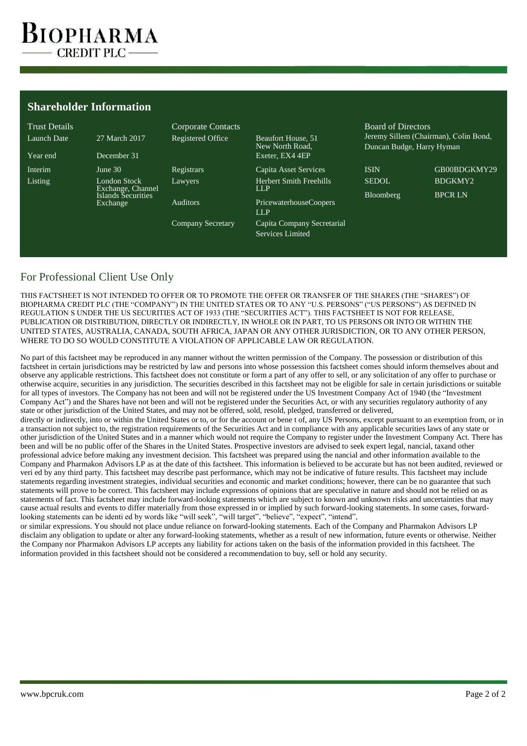BIOPHARMA CREDIT PLC

## Shareholder Information

| Trust Details | | Corporate Contacts | | Board of Directors | |
|---|---|---|---|---|---|
| Launch Date | 27 March 2017 | Registered Office | Beaufort House, 51 New North Road, Exeter, EX4 4EP | Jeremy Sillem (Chairman), Colin Bond, Duncan Budge, Harry Hyman | |
| Year end | December 31 | | | | |
| Interim | June 30 | Registrars | Capita Asset Services | ISIN | GB00BDGKMY29 |
| Listing | London Stock Exchange, Channel Islands Securities Exchange | Lawyers | Herbert Smith Freehills LLP | SEDOL | BDGKMY2 |
| | | Auditors | PricewaterhouseCoopers LLP | Bloomberg | BPCR LN |
| | | Company Secretary | Capita Company Secretarial Services Limited | | |

## For Professional Client Use Only

THIS FACTSHEET IS NOT INTENDED TO OFFER OR TO PROMOTE THE OFFER OR TRANSFER OF THE SHARES (THE "SHARES") OF BIOPHARMA CREDIT PLC (THE "COMPANY") IN THE UNITED STATES OR TO ANY "U.S. PERSONS" ("US PERSONS") AS DEFINED IN REGULATION S UNDER THE US SECURITIES ACT OF 1933 (THE "SECURITIES ACT"). THIS FACTSHEET IS NOT FOR RELEASE, PUBLICATION OR DISTRIBUTION, DIRECTLY OR INDIRECTLY, IN WHOLE OR IN PART, TO US PERSONS OR INTO OR WITHIN THE UNITED STATES, AUSTRALIA, CANADA, SOUTH AFRICA, JAPAN OR ANY OTHER JURISDICTION, OR TO ANY OTHER PERSON, WHERE TO DO SO WOULD CONSTITUTE A VIOLATION OF APPLICABLE LAW OR REGULATION.

No part of this factsheet may be reproduced in any manner without the written permission of the Company. The possession or distribution of this factsheet in certain jurisdictions may be restricted by law and persons into whose possession this factsheet comes should inform themselves about and observe any applicable restrictions. This factsheet does not constitute or form a part of any offer to sell, or any solicitation of any offer to purchase or otherwise acquire, securities in any jurisdiction. The securities described in this factsheet may not be eligible for sale in certain jurisdictions or suitable for all types of investors. The Company has not been and will not be registered under the US Investment Company Act of 1940 (the "Investment Company Act") and the Shares have not been and will not be registered under the Securities Act, or with any securities regulatory authority of any state or other jurisdiction of the United States, and may not be offered, sold, resold, pledged, transferred or delivered,

directly or indirectly, into or within the United States or to, or for the account or bene t of, any US Persons, except pursuant to an exemption from, or in a transaction not subject to, the registration requirements of the Securities Act and in compliance with any applicable securities laws of any state or other jurisdiction of the United States and in a manner which would not require the Company to register under the Investment Company Act. There has been and will be no public offer of the Shares in the United States. Prospective investors are advised to seek expert legal, nancial, taxand other professional advice before making any investment decision. This factsheet was prepared using the nancial and other information available to the Company and Pharmakon Advisors LP as at the date of this factsheet. This information is believed to be accurate but has not been audited, reviewed or veri ed by any third party. This factsheet may describe past performance, which may not be indicative of future results. This factsheet may include statements regarding investment strategies, individual securities and economic and market conditions; however, there can be no guarantee that such statements will prove to be correct. This factsheet may include expressions of opinions that are speculative in nature and should not be relied on as statements of fact. This factsheet may include forward-looking statements which are subject to known and unknown risks and uncertainties that may cause actual results and events to differ materially from those expressed in or implied by such forward-looking statements. In some cases, forward-looking statements can be identi ed by words like "will seek", "will target", "believe", "expect", "intend",

or similar expressions. You should not place undue reliance on forward-looking statements. Each of the Company and Pharmakon Advisors LP disclaim any obligation to update or alter any forward-looking statements, whether as a result of new information, future events or otherwise. Neither the Company nor Pharmakon Advisors LP accepts any liability for actions taken on the basis of the information provided in this factsheet. The information provided in this factsheet should not be considered a recommendation to buy, sell or hold any security.

www.bpcruk.com